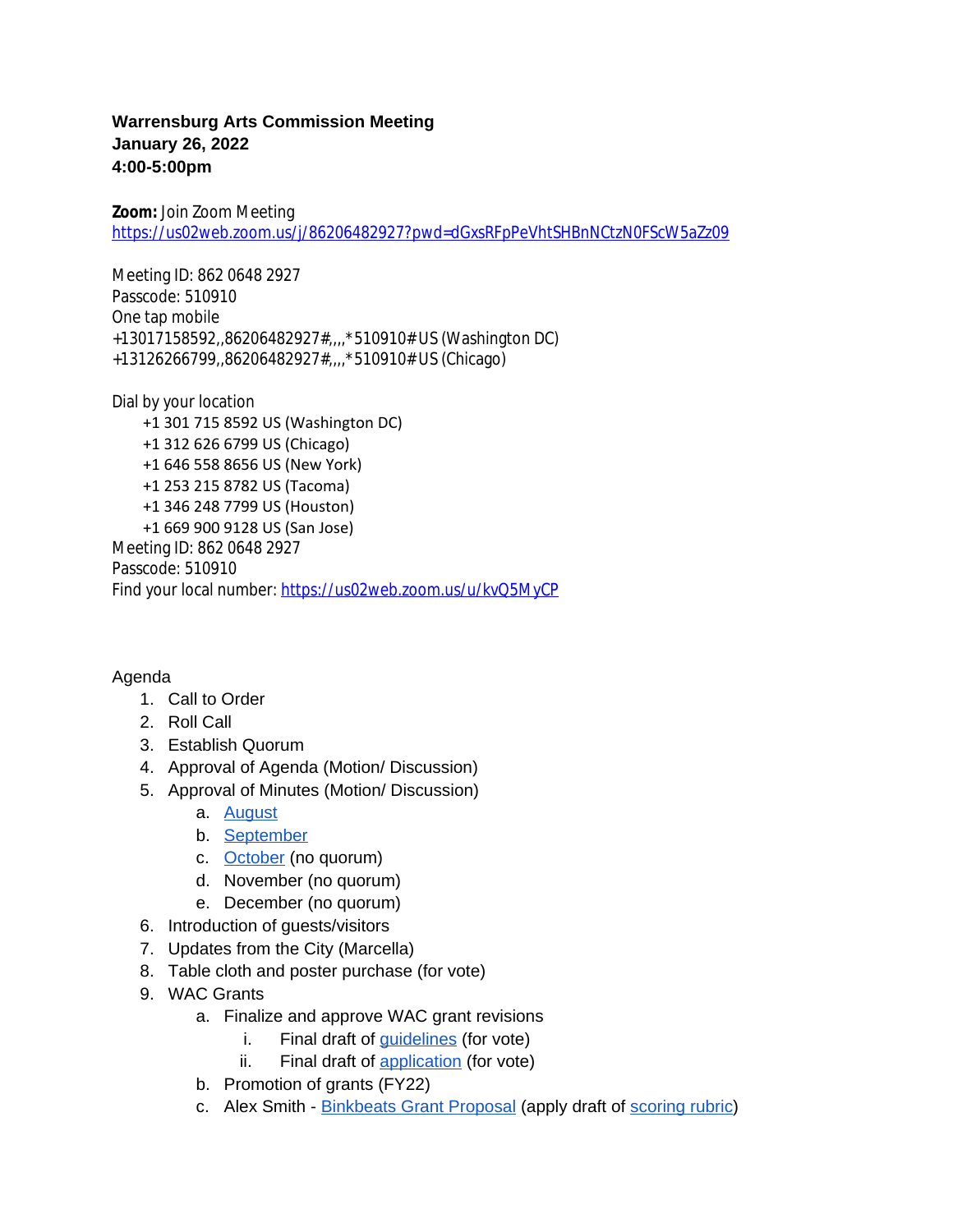**Warrensburg Arts Commission Meeting**
**January 26, 2022**
**4:00-5:00pm**

**Zoom:** Join Zoom Meeting
https://us02web.zoom.us/j/86206482927?pwd=dGxsRFpPeVhtSHBnNCtzN0FScW5aZz09

Meeting ID: 862 0648 2927
Passcode: 510910
One tap mobile
+13017158592,,86206482927#,,,,*510910# US (Washington DC)
+13126266799,,86206482927#,,,,*510910# US (Chicago)

Dial by your location
    +1 301 715 8592 US (Washington DC)
    +1 312 626 6799 US (Chicago)
    +1 646 558 8656 US (New York)
    +1 253 215 8782 US (Tacoma)
    +1 346 248 7799 US (Houston)
    +1 669 900 9128 US (San Jose)
Meeting ID: 862 0648 2927
Passcode: 510910
Find your local number: https://us02web.zoom.us/u/kvQ5MyCP

Agenda

1. Call to Order
2. Roll Call
3. Establish Quorum
4. Approval of Agenda (Motion/ Discussion)
5. Approval of Minutes (Motion/ Discussion)
    a. August
    b. September
    c. October (no quorum)
    d. November (no quorum)
    e. December (no quorum)
6. Introduction of guests/visitors
7. Updates from the City (Marcella)
8. Table cloth and poster purchase (for vote)
9. WAC Grants
    a. Finalize and approve WAC grant revisions
        i. Final draft of guidelines (for vote)
        ii. Final draft of application (for vote)
    b. Promotion of grants (FY22)
    c. Alex Smith - Binkbeats Grant Proposal (apply draft of scoring rubric)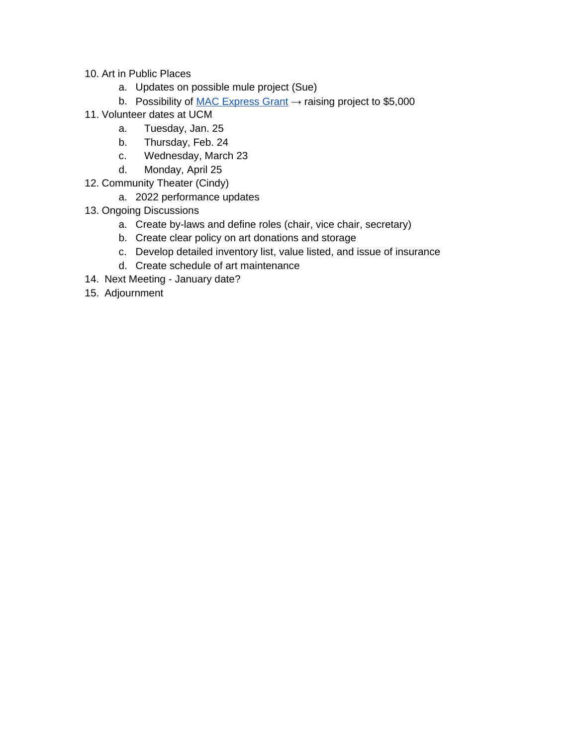10. Art in Public Places
    a. Updates on possible mule project (Sue)
    b. Possibility of MAC Express Grant → raising project to $5,000
11. Volunteer dates at UCM
    a. Tuesday, Jan. 25
    b. Thursday, Feb. 24
    c. Wednesday, March 23
    d. Monday, April 25
12. Community Theater (Cindy)
    a. 2022 performance updates
13. Ongoing Discussions
    a. Create by-laws and define roles (chair, vice chair, secretary)
    b. Create clear policy on art donations and storage
    c. Develop detailed inventory list, value listed, and issue of insurance
    d. Create schedule of art maintenance
14. Next Meeting - January date?
15. Adjournment